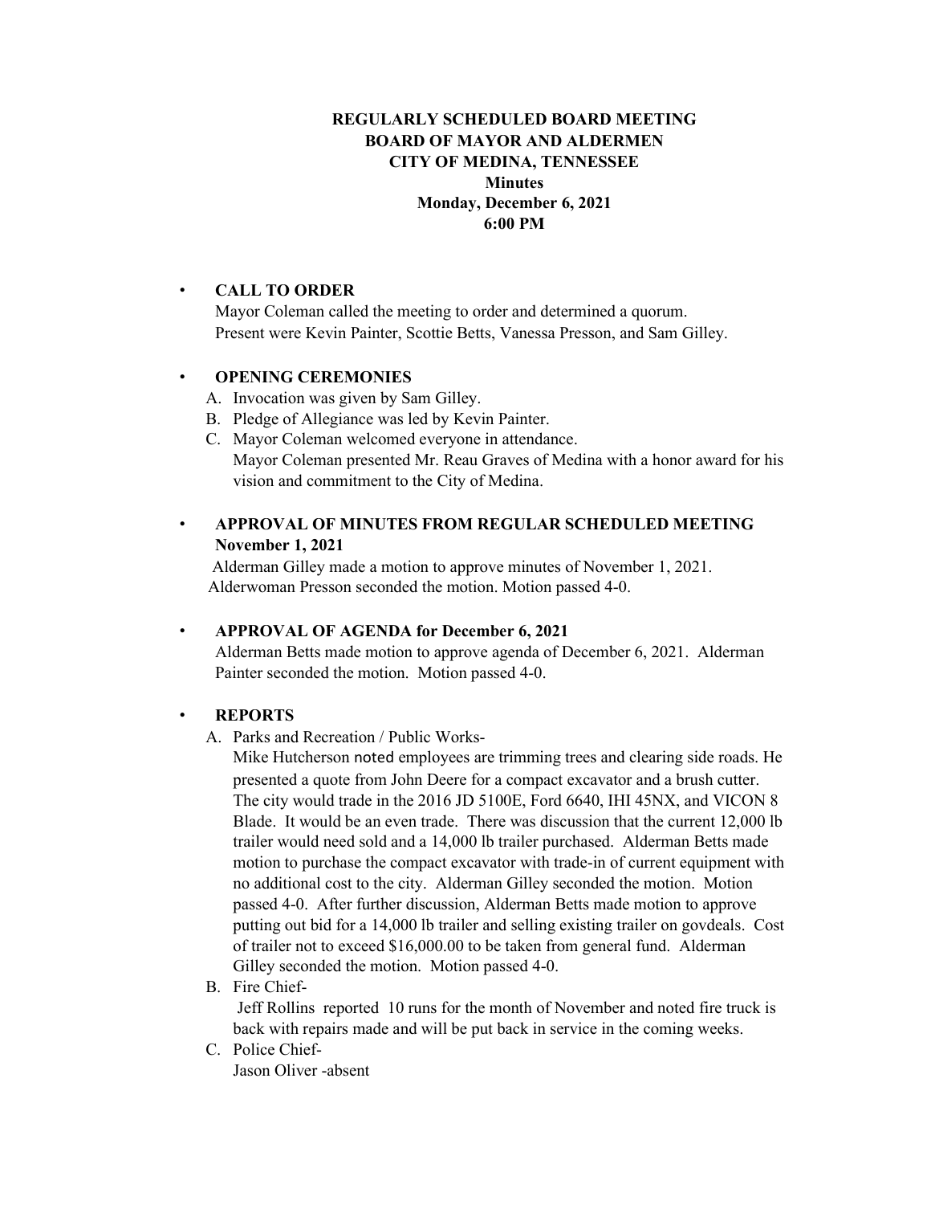**REGULARLY SCHEDULED BOARD MEETING**
**BOARD OF MAYOR AND ALDERMEN**
**CITY OF MEDINA, TENNESSEE**
**Minutes**
**Monday, December 6, 2021**
**6:00 PM**

- **CALL TO ORDER**

  Mayor Coleman called the meeting to order and determined a quorum.
  Present were Kevin Painter, Scottie Betts, Vanessa Presson, and Sam Gilley.

- **OPENING CEREMONIES**

  A. Invocation was given by Sam Gilley.

  B. Pledge of Allegiance was led by Kevin Painter.

  C. Mayor Coleman welcomed everyone in attendance.
  Mayor Coleman presented Mr. Reau Graves of Medina with a honor award for his vision and commitment to the City of Medina.

- **APPROVAL OF MINUTES FROM REGULAR SCHEDULED MEETING November 1, 2021**

  Alderman Gilley made a motion to approve minutes of November 1, 2021. Alderwoman Presson seconded the motion. Motion passed 4-0.

- **APPROVAL OF AGENDA for December 6, 2021**

  Alderman Betts made motion to approve agenda of December 6, 2021. Alderman Painter seconded the motion. Motion passed 4-0.

- **REPORTS**

  A. Parks and Recreation / Public Works-

  Mike Hutcherson noted employees are trimming trees and clearing side roads. He presented a quote from John Deere for a compact excavator and a brush cutter. The city would trade in the 2016 JD 5100E, Ford 6640, IHI 45NX, and VICON 8 Blade. It would be an even trade. There was discussion that the current 12,000 lb trailer would need sold and a 14,000 lb trailer purchased. Alderman Betts made motion to purchase the compact excavator with trade-in of current equipment with no additional cost to the city. Alderman Gilley seconded the motion. Motion passed 4-0. After further discussion, Alderman Betts made motion to approve putting out bid for a 14,000 lb trailer and selling existing trailer on govdeals. Cost of trailer not to exceed $16,000.00 to be taken from general fund. Alderman Gilley seconded the motion. Motion passed 4-0.

  B. Fire Chief-

  Jeff Rollins reported 10 runs for the month of November and noted fire truck is back with repairs made and will be put back in service in the coming weeks.

  C. Police Chief-

  Jason Oliver -absent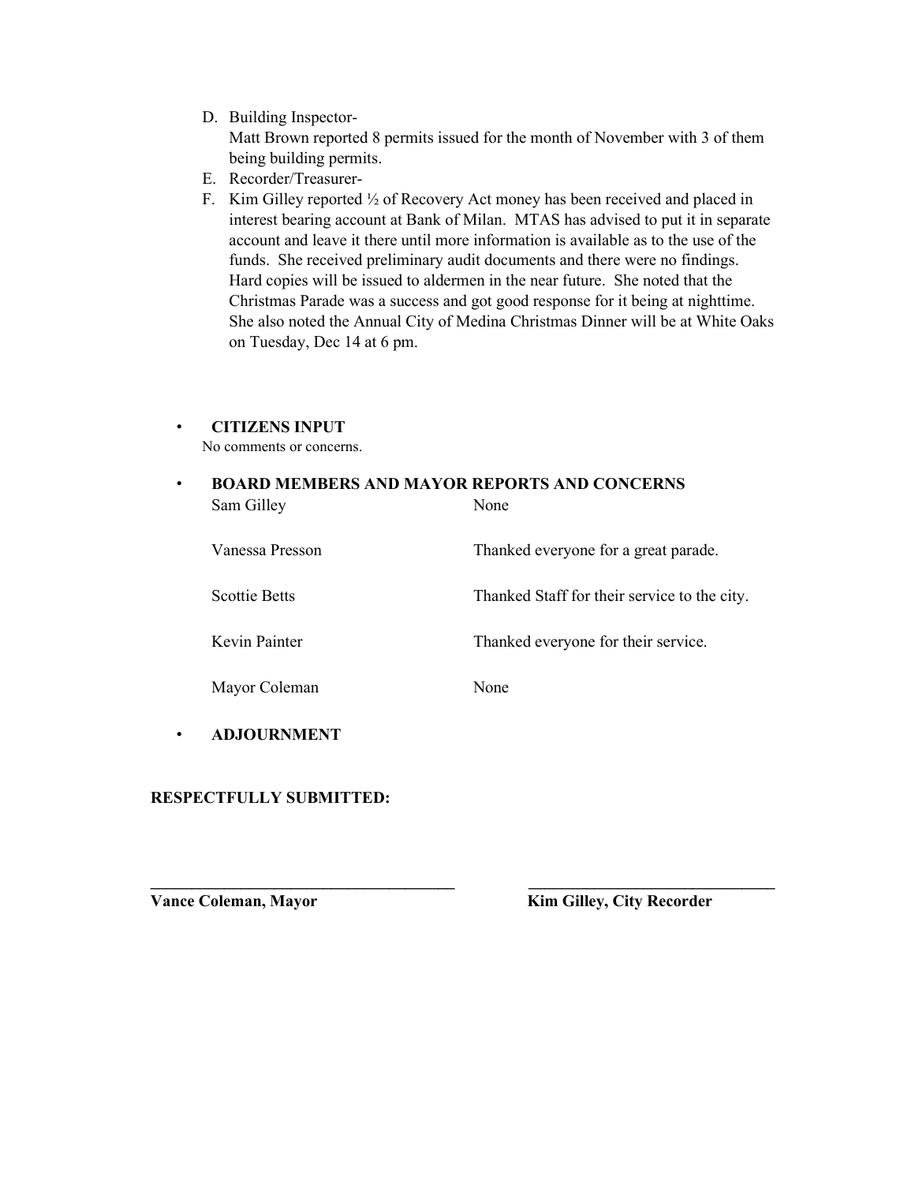D. Building Inspector-
   Matt Brown reported 8 permits issued for the month of November with 3 of them being building permits.
E. Recorder/Treasurer-
F. Kim Gilley reported ½ of Recovery Act money has been received and placed in interest bearing account at Bank of Milan. MTAS has advised to put it in separate account and leave it there until more information is available as to the use of the funds. She received preliminary audit documents and there were no findings. Hard copies will be issued to aldermen in the near future. She noted that the Christmas Parade was a success and got good response for it being at nighttime. She also noted the Annual City of Medina Christmas Dinner will be at White Oaks on Tuesday, Dec 14 at 6 pm.

- **CITIZENS INPUT**
  No comments or concerns.

- **BOARD MEMBERS AND MAYOR REPORTS AND CONCERNS**

| | |
|---|---|
| Sam Gilley | None |
| Vanessa Presson | Thanked everyone for a great parade. |
| Scottie Betts | Thanked Staff for their service to the city. |
| Kevin Painter | Thanked everyone for their service. |
| Mayor Coleman | None |

- **ADJOURNMENT**

**RESPECTFULLY SUBMITTED:**

**Vance Coleman, Mayor** ______________________________

**Kim Gilley, City Recorder** ______________________________